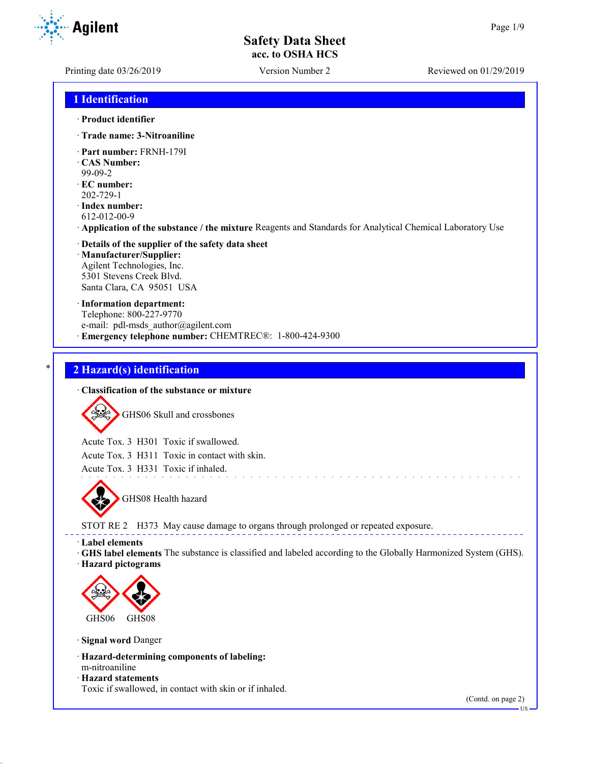# Safety Data Sheet
acc. to OSHA HCS

Printing date 03/26/2019 | Version Number 2 | Reviewed on 01/29/2019

## 1 Identification

· **Product identifier**

· **Trade name: 3-Nitroaniline**

· **Part number:** FRNH-179I
· **CAS Number:**
99-09-2
· **EC number:**
202-729-1
· **Index number:**
612-012-00-9
· **Application of the substance / the mixture** Reagents and Standards for Analytical Chemical Laboratory Use

· **Details of the supplier of the safety data sheet**
· **Manufacturer/Supplier:**
Agilent Technologies, Inc.
5301 Stevens Creek Blvd.
Santa Clara, CA 95051 USA

· **Information department:**
Telephone: 800-227-9770
e-mail: pdl-msds_author@agilent.com
· **Emergency telephone number:** CHEMTREC®: 1-800-424-9300

## 2 Hazard(s) identification

· **Classification of the substance or mixture**

GHS06 Skull and crossbones

Acute Tox. 3 H301 Toxic if swallowed.
Acute Tox. 3 H311 Toxic in contact with skin.
Acute Tox. 3 H331 Toxic if inhaled.

GHS08 Health hazard

STOT RE 2 H373 May cause damage to organs through prolonged or repeated exposure.

· **Label elements**
· **GHS label elements** The substance is classified and labeled according to the Globally Harmonized System (GHS).
· **Hazard pictograms**

GHS06 GHS08

· **Signal word** Danger

· **Hazard-determining components of labeling:**
m-nitroaniline
· **Hazard statements**
Toxic if swallowed, in contact with skin or if inhaled.

(Contd. on page 2)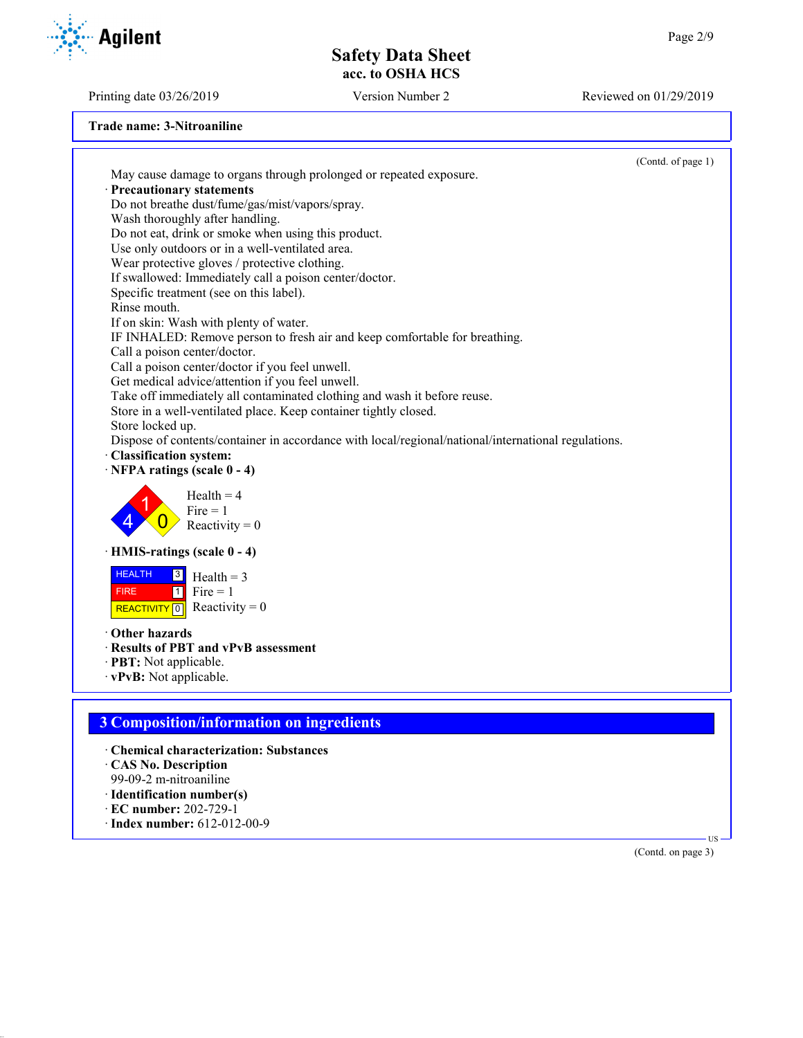**Trade name: 3-Nitroaniline**

(Contd. of page 1)

May cause damage to organs through prolonged or repeated exposure.

· **Precautionary statements**

Do not breathe dust/fume/gas/mist/vapors/spray.
Wash thoroughly after handling.
Do not eat, drink or smoke when using this product.
Use only outdoors or in a well-ventilated area.
Wear protective gloves / protective clothing.
If swallowed: Immediately call a poison center/doctor.
Specific treatment (see on this label).
Rinse mouth.
If on skin: Wash with plenty of water.
IF INHALED: Remove person to fresh air and keep comfortable for breathing.
Call a poison center/doctor.
Call a poison center/doctor if you feel unwell.
Get medical advice/attention if you feel unwell.
Take off immediately all contaminated clothing and wash it before reuse.
Store in a well-ventilated place. Keep container tightly closed.
Store locked up.
Dispose of contents/container in accordance with local/regional/national/international regulations.

· **Classification system:**

· **NFPA ratings (scale 0 - 4)**

Health = 4
Fire = 1
Reactivity = 0

· **HMIS-ratings (scale 0 - 4)**

| | | |
|---|---|---|
| HEALTH | 3 | Health = 3 |
| FIRE | 1 | Fire = 1 |
| REACTIVITY | 0 | Reactivity = 0 |

· **Other hazards**

· **Results of PBT and vPvB assessment**

· **PBT:** Not applicable.

· **vPvB:** Not applicable.

## 3 Composition/information on ingredients

· **Chemical characterization: Substances**

· **CAS No. Description**

99-09-2 m-nitroaniline

· **Identification number(s)**

· **EC number:** 202-729-1

· **Index number:** 612-012-00-9

(Contd. on page 3)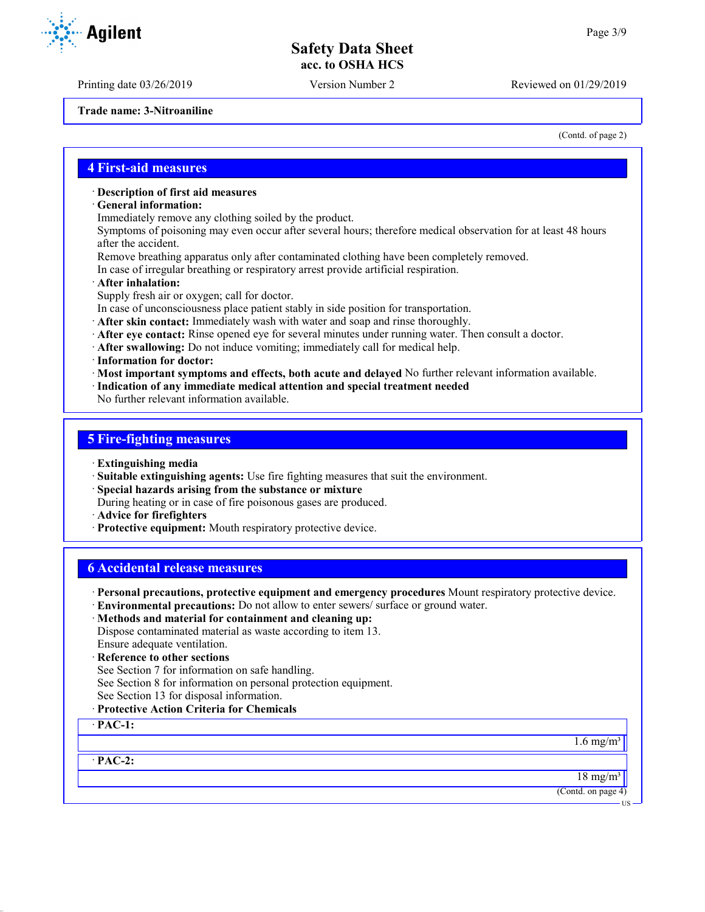Trade name: 3-Nitroaniline

(Contd. of page 2)

## 4 First-aid measures

- **Description of first aid measures**
- **General information:**
  Immediately remove any clothing soiled by the product.
  Symptoms of poisoning may even occur after several hours; therefore medical observation for at least 48 hours after the accident.
  Remove breathing apparatus only after contaminated clothing have been completely removed.
  In case of irregular breathing or respiratory arrest provide artificial respiration.
- **After inhalation:**
  Supply fresh air or oxygen; call for doctor.
  In case of unconsciousness place patient stably in side position for transportation.
- **After skin contact:** Immediately wash with water and soap and rinse thoroughly.
- **After eye contact:** Rinse opened eye for several minutes under running water. Then consult a doctor.
- **After swallowing:** Do not induce vomiting; immediately call for medical help.
- **Information for doctor:**
- **Most important symptoms and effects, both acute and delayed** No further relevant information available.
- **Indication of any immediate medical attention and special treatment needed**
  No further relevant information available.

## 5 Fire-fighting measures

- **Extinguishing media**
- **Suitable extinguishing agents:** Use fire fighting measures that suit the environment.
- **Special hazards arising from the substance or mixture**
  During heating or in case of fire poisonous gases are produced.
- **Advice for firefighters**
- **Protective equipment:** Mouth respiratory protective device.

## 6 Accidental release measures

- **Personal precautions, protective equipment and emergency procedures** Mount respiratory protective device.
- **Environmental precautions:** Do not allow to enter sewers/ surface or ground water.
- **Methods and material for containment and cleaning up:**
  Dispose contaminated material as waste according to item 13.
  Ensure adequate ventilation.
- **Reference to other sections**
  See Section 7 for information on safe handling.
  See Section 8 for information on personal protection equipment.
  See Section 13 for disposal information.
- **Protective Action Criteria for Chemicals**

| · PAC-1: |
|---|
| 1.6 mg/m³ |

| · PAC-2: |
|---|
| 18 mg/m³ |

(Contd. on page 4)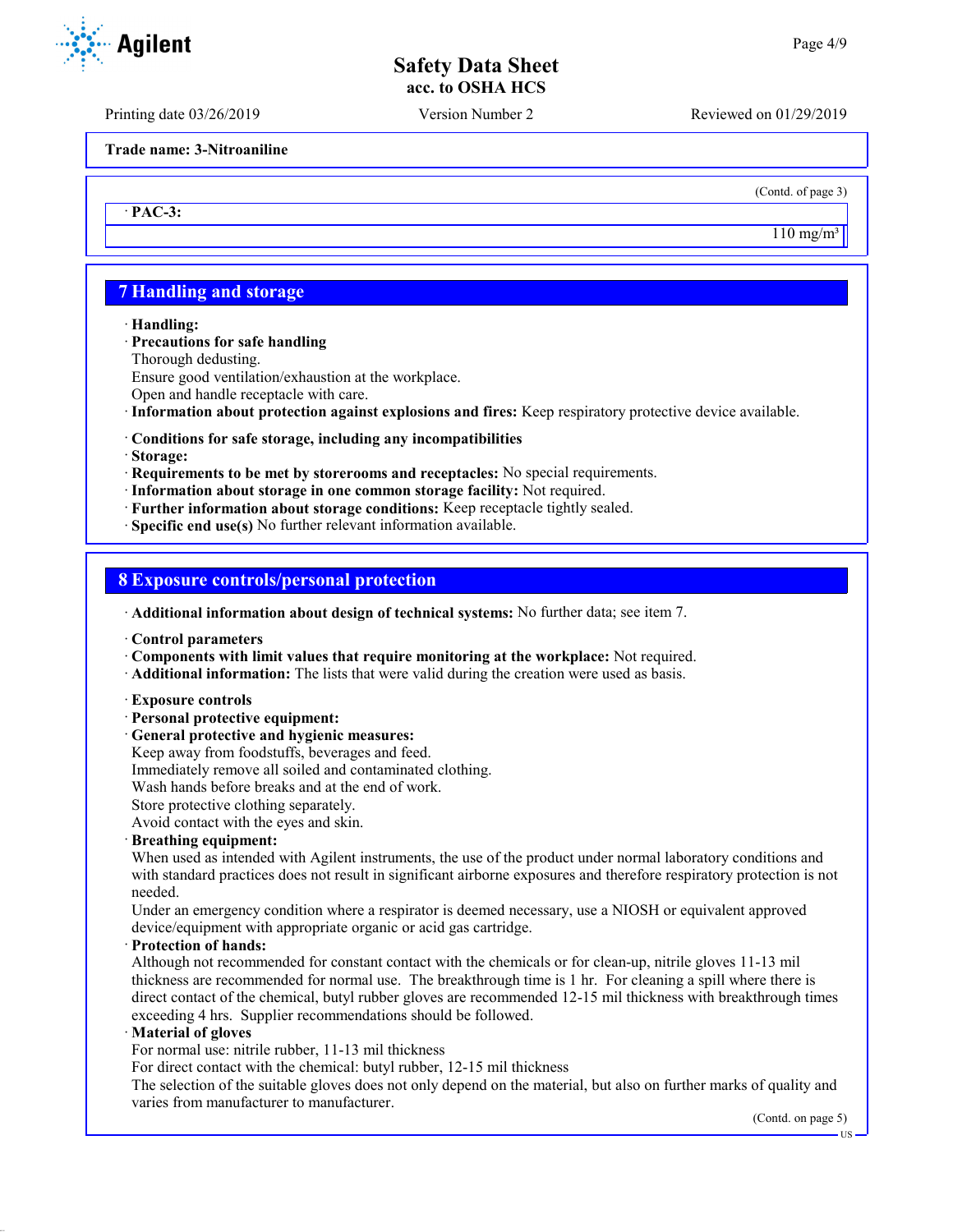Trade name: 3-Nitroaniline

(Contd. of page 3)

| · PAC-3: |
|---|
| 110 mg/m³ |

## 7 Handling and storage

· **Handling:**
· **Precautions for safe handling**
Thorough dedusting.
Ensure good ventilation/exhaustion at the workplace.
Open and handle receptacle with care.
· **Information about protection against explosions and fires:** Keep respiratory protective device available.

· **Conditions for safe storage, including any incompatibilities**
· **Storage:**
· **Requirements to be met by storerooms and receptacles:** No special requirements.
· **Information about storage in one common storage facility:** Not required.
· **Further information about storage conditions:** Keep receptacle tightly sealed.
· **Specific end use(s)** No further relevant information available.

## 8 Exposure controls/personal protection

· **Additional information about design of technical systems:** No further data; see item 7.

· **Control parameters**
· **Components with limit values that require monitoring at the workplace:** Not required.
· **Additional information:** The lists that were valid during the creation were used as basis.

· **Exposure controls**
· **Personal protective equipment:**
· **General protective and hygienic measures:**
Keep away from foodstuffs, beverages and feed.
Immediately remove all soiled and contaminated clothing.
Wash hands before breaks and at the end of work.
Store protective clothing separately.
Avoid contact with the eyes and skin.
· **Breathing equipment:**
When used as intended with Agilent instruments, the use of the product under normal laboratory conditions and with standard practices does not result in significant airborne exposures and therefore respiratory protection is not needed.
Under an emergency condition where a respirator is deemed necessary, use a NIOSH or equivalent approved device/equipment with appropriate organic or acid gas cartridge.
· **Protection of hands:**
Although not recommended for constant contact with the chemicals or for clean-up, nitrile gloves 11-13 mil thickness are recommended for normal use. The breakthrough time is 1 hr. For cleaning a spill where there is direct contact of the chemical, butyl rubber gloves are recommended 12-15 mil thickness with breakthrough times exceeding 4 hrs. Supplier recommendations should be followed.
· **Material of gloves**
For normal use: nitrile rubber, 11-13 mil thickness
For direct contact with the chemical: butyl rubber, 12-15 mil thickness
The selection of the suitable gloves does not only depend on the material, but also on further marks of quality and varies from manufacturer to manufacturer.

(Contd. on page 5)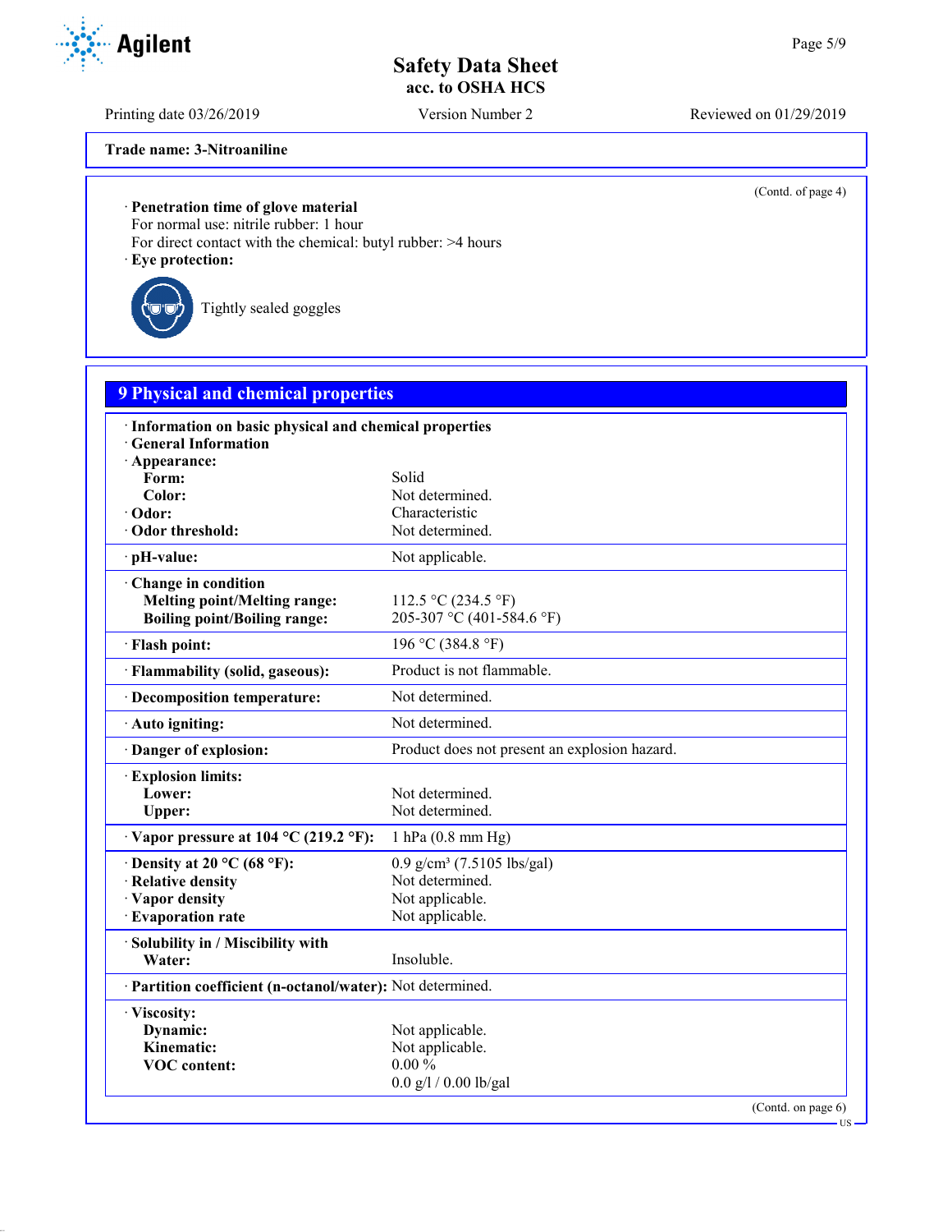Trade name: 3-Nitroaniline

(Contd. of page 4)

· **Penetration time of glove material**
For normal use: nitrile rubber: 1 hour
For direct contact with the chemical: butyl rubber: >4 hours

· **Eye protection:**

Tightly sealed goggles

## 9 Physical and chemical properties

· **Information on basic physical and chemical properties**
· **General Information**

| | |
|---|---|
| · **Appearance:** | |
| **Form:** | Solid |
| **Color:** | Not determined. |
| · **Odor:** | Characteristic |
| · **Odor threshold:** | Not determined. |
| · **pH-value:** | Not applicable. |
| · **Change in condition** | |
| **Melting point/Melting range:** | 112.5 °C (234.5 °F) |
| **Boiling point/Boiling range:** | 205-307 °C (401-584.6 °F) |
| · **Flash point:** | 196 °C (384.8 °F) |
| · **Flammability (solid, gaseous):** | Product is not flammable. |
| · **Decomposition temperature:** | Not determined. |
| · **Auto igniting:** | Not determined. |
| · **Danger of explosion:** | Product does not present an explosion hazard. |
| · **Explosion limits:** | |
| **Lower:** | Not determined. |
| **Upper:** | Not determined. |
| · **Vapor pressure at 104 °C (219.2 °F):** | 1 hPa (0.8 mm Hg) |
| · **Density at 20 °C (68 °F):** | 0.9 g/cm³ (7.5105 lbs/gal) |
| · **Relative density** | Not determined. |
| · **Vapor density** | Not applicable. |
| · **Evaporation rate** | Not applicable. |
| · **Solubility in / Miscibility with** | |
| **Water:** | Insoluble. |
| · **Partition coefficient (n-octanol/water):** | Not determined. |
| · **Viscosity:** | |
| **Dynamic:** | Not applicable. |
| **Kinematic:** | Not applicable. |
| **VOC content:** | 0.00 % |
| | 0.0 g/l / 0.00 lb/gal |

(Contd. on page 6)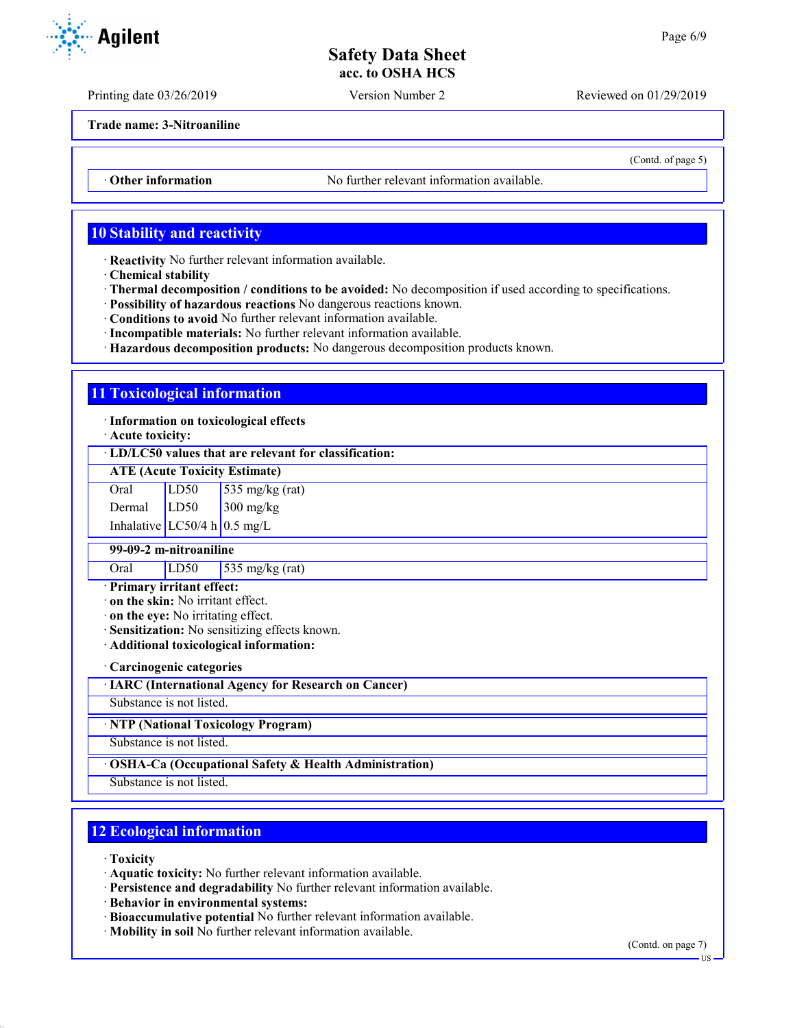Trade name: 3-Nitroaniline

(Contd. of page 5)

| · Other information | No further relevant information available. |
|---|---|

## 10 Stability and reactivity

· **Reactivity** No further relevant information available.
· **Chemical stability**
· **Thermal decomposition / conditions to be avoided:** No decomposition if used according to specifications.
· **Possibility of hazardous reactions** No dangerous reactions known.
· **Conditions to avoid** No further relevant information available.
· **Incompatible materials:** No further relevant information available.
· **Hazardous decomposition products:** No dangerous decomposition products known.

## 11 Toxicological information

· **Information on toxicological effects**
· **Acute toxicity:**

| · LD/LC50 values that are relevant for classification: | | |
|---|---|---|
| **ATE (Acute Toxicity Estimate)** | | |
| Oral | LD50 | 535 mg/kg (rat) |
| Dermal | LD50 | 300 mg/kg |
| Inhalative | LC50/4 h | 0.5 mg/L |
| **99-09-2 m-nitroaniline** | | |
| Oral | LD50 | 535 mg/kg (rat) |

· **Primary irritant effect:**
· **on the skin:** No irritant effect.
· **on the eye:** No irritating effect.
· **Sensitization:** No sensitizing effects known.
· **Additional toxicological information:**

· **Carcinogenic categories**

| · IARC (International Agency for Research on Cancer) |
|---|
| Substance is not listed. |

| · NTP (National Toxicology Program) |
|---|
| Substance is not listed. |

| · OSHA-Ca (Occupational Safety & Health Administration) |
|---|
| Substance is not listed. |

## 12 Ecological information

· **Toxicity**
· **Aquatic toxicity:** No further relevant information available.
· **Persistence and degradability** No further relevant information available.
· **Behavior in environmental systems:**
· **Bioaccumulative potential** No further relevant information available.
· **Mobility in soil** No further relevant information available.

(Contd. on page 7)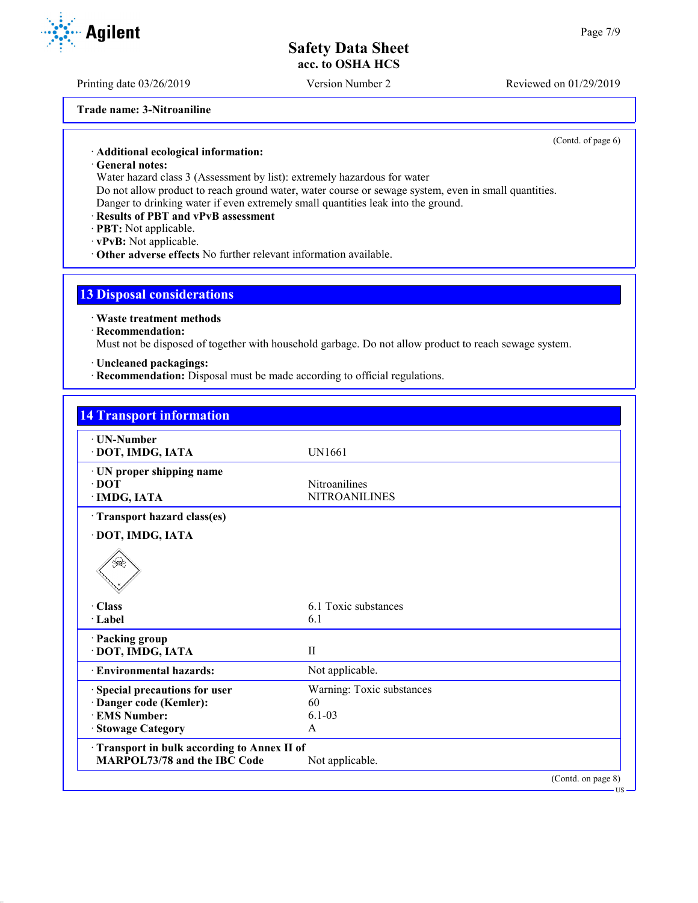Trade name: 3-Nitroaniline

(Contd. of page 6)

· **Additional ecological information:**
· **General notes:**
Water hazard class 3 (Assessment by list): extremely hazardous for water
Do not allow product to reach ground water, water course or sewage system, even in small quantities.
Danger to drinking water if even extremely small quantities leak into the ground.
· **Results of PBT and vPvB assessment**
· **PBT:** Not applicable.
· **vPvB:** Not applicable.
· **Other adverse effects** No further relevant information available.

## 13 Disposal considerations

· **Waste treatment methods**
· **Recommendation:**
Must not be disposed of together with household garbage. Do not allow product to reach sewage system.

· **Uncleaned packagings:**
· **Recommendation:** Disposal must be made according to official regulations.

## 14 Transport information

| | |
|---|---|
| · **UN-Number**<br>· **DOT, IMDG, IATA** | UN1661 |
| · **UN proper shipping name**<br>· **DOT**<br>· **IMDG, IATA** | <br>Nitroanilines<br>NITROANILINES |
| · **Transport hazard class(es)**<br>· **DOT, IMDG, IATA**<br>· **Class**<br>· **Label** | <br><br>6.1 Toxic substances<br>6.1 |
| · **Packing group**<br>· **DOT, IMDG, IATA** | <br>II |
| · **Environmental hazards:** | Not applicable. |
| · **Special precautions for user**<br>· **Danger code (Kemler):**<br>· **EMS Number:**<br>· **Stowage Category** | Warning: Toxic substances<br>60<br>6.1-03<br>A |
| · **Transport in bulk according to Annex II of MARPOL73/78 and the IBC Code** | Not applicable. |

(Contd. on page 8)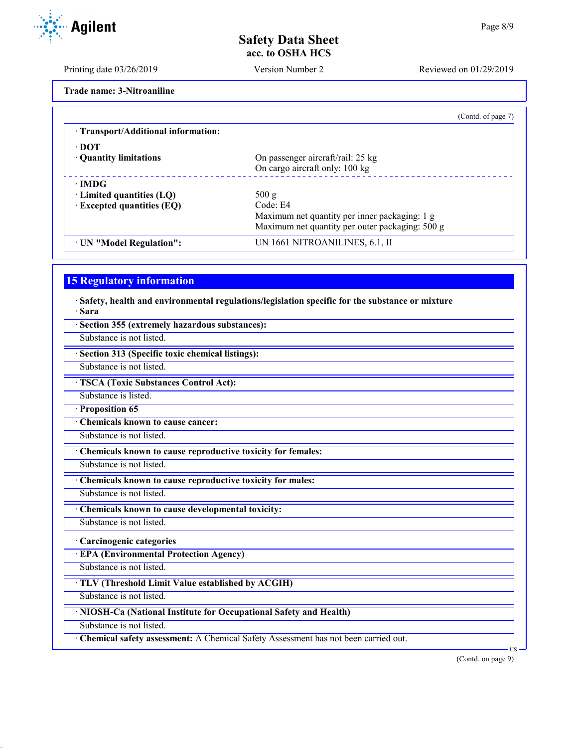Trade name: 3-Nitroaniline

(Contd. of page 7)

· **Transport/Additional information:**

· **DOT**

· **Quantity limitations** — On passenger aircraft/rail: 25 kg
On cargo aircraft only: 100 kg

· **IMDG**

· **Limited quantities (LQ)** — 500 g

· **Excepted quantities (EQ)** — Code: E4
Maximum net quantity per inner packaging: 1 g
Maximum net quantity per outer packaging: 500 g

· **UN "Model Regulation":** — UN 1661 NITROANILINES, 6.1, II

## 15 Regulatory information

· **Safety, health and environmental regulations/legislation specific for the substance or mixture**

· **Sara**

· **Section 355 (extremely hazardous substances):**

Substance is not listed.

· **Section 313 (Specific toxic chemical listings):**

Substance is not listed.

· **TSCA (Toxic Substances Control Act):**

Substance is listed.

· **Proposition 65**

· **Chemicals known to cause cancer:**

Substance is not listed.

· **Chemicals known to cause reproductive toxicity for females:**

Substance is not listed.

· **Chemicals known to cause reproductive toxicity for males:**

Substance is not listed.

· **Chemicals known to cause developmental toxicity:**

Substance is not listed.

· **Carcinogenic categories**

· **EPA (Environmental Protection Agency)**

Substance is not listed.

· **TLV (Threshold Limit Value established by ACGIH)**

Substance is not listed.

· **NIOSH-Ca (National Institute for Occupational Safety and Health)**

Substance is not listed.

· **Chemical safety assessment:** A Chemical Safety Assessment has not been carried out.

(Contd. on page 9)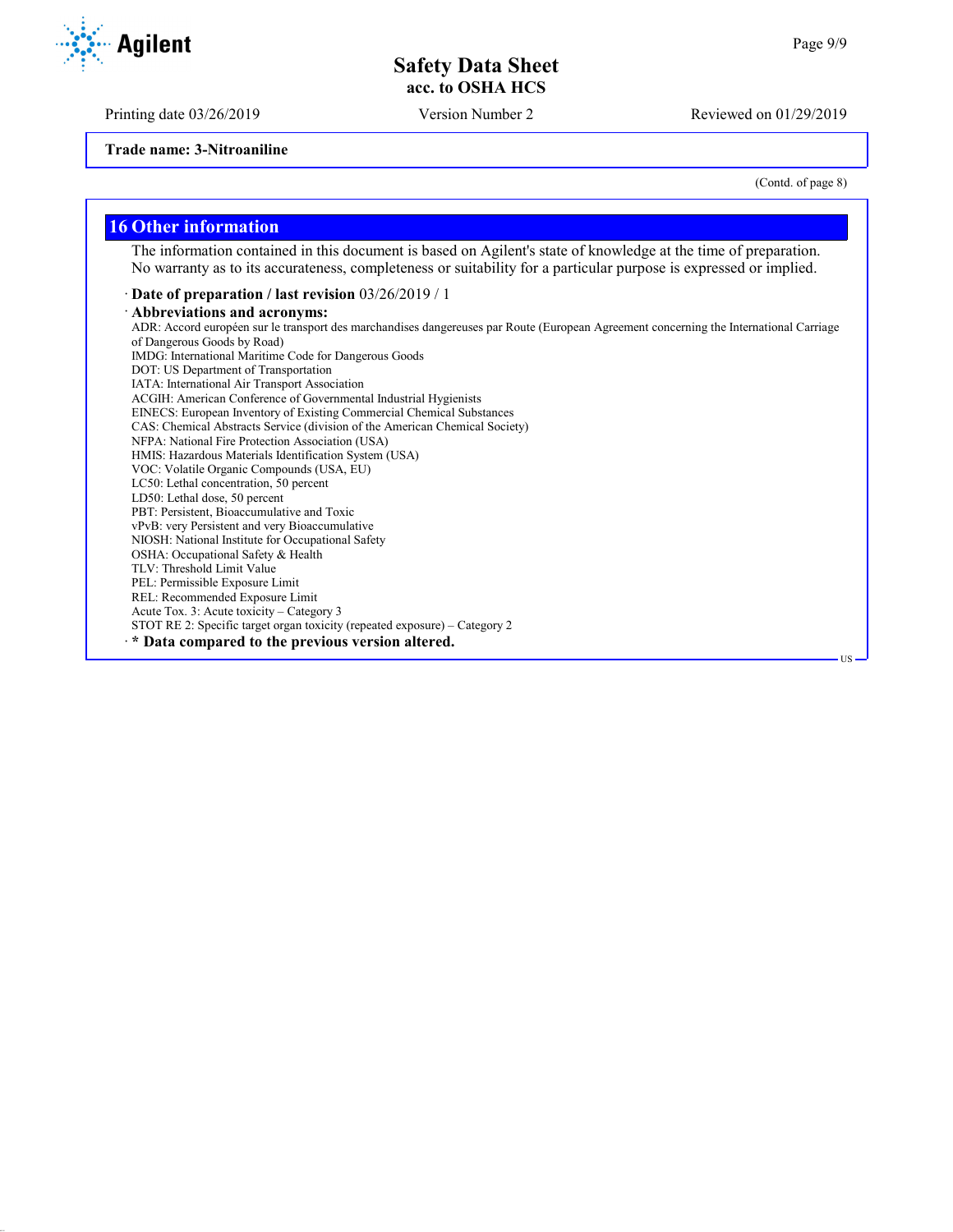**Trade name: 3-Nitroaniline**

(Contd. of page 8)

## 16 Other information

The information contained in this document is based on Agilent's state of knowledge at the time of preparation. No warranty as to its accurateness, completeness or suitability for a particular purpose is expressed or implied.

· **Date of preparation / last revision** 03/26/2019 / 1

· **Abbreviations and acronyms:**

ADR: Accord européen sur le transport des marchandises dangereuses par Route (European Agreement concerning the International Carriage of Dangerous Goods by Road)
IMDG: International Maritime Code for Dangerous Goods
DOT: US Department of Transportation
IATA: International Air Transport Association
ACGIH: American Conference of Governmental Industrial Hygienists
EINECS: European Inventory of Existing Commercial Chemical Substances
CAS: Chemical Abstracts Service (division of the American Chemical Society)
NFPA: National Fire Protection Association (USA)
HMIS: Hazardous Materials Identification System (USA)
VOC: Volatile Organic Compounds (USA, EU)
LC50: Lethal concentration, 50 percent
LD50: Lethal dose, 50 percent
PBT: Persistent, Bioaccumulative and Toxic
vPvB: very Persistent and very Bioaccumulative
NIOSH: National Institute for Occupational Safety
OSHA: Occupational Safety & Health
TLV: Threshold Limit Value
PEL: Permissible Exposure Limit
REL: Recommended Exposure Limit
Acute Tox. 3: Acute toxicity – Category 3
STOT RE 2: Specific target organ toxicity (repeated exposure) – Category 2

· *** Data compared to the previous version altered.**